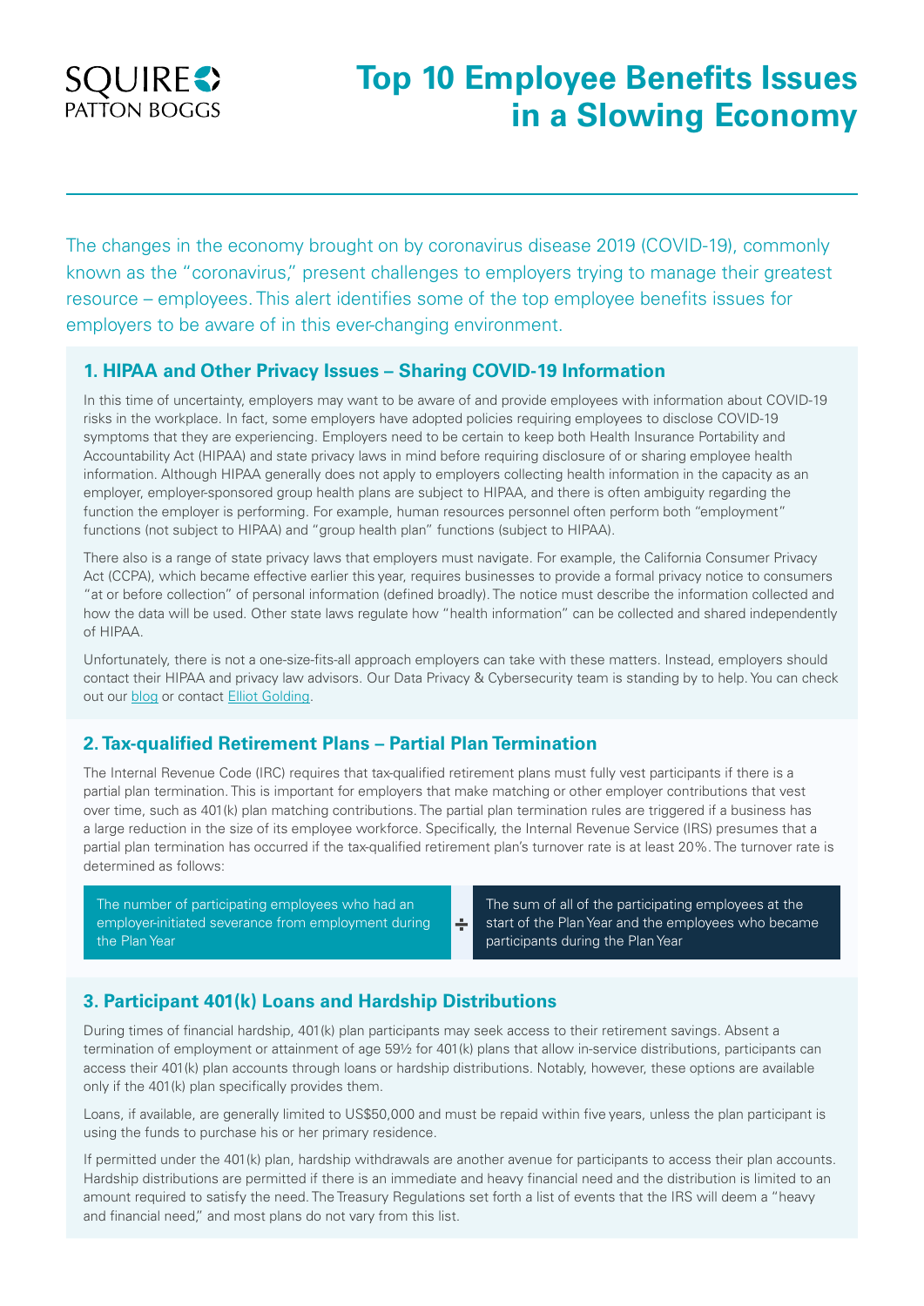SQUIRE PATTON BOGGS

# Top 10 Employee Benefits Issues in a Slowing Economy

The changes in the economy brought on by coronavirus disease 2019 (COVID-19), commonly known as the "coronavirus," present challenges to employers trying to manage their greatest resource – employees. This alert identifies some of the top employee benefits issues for employers to be aware of in this ever-changing environment.

## 1. HIPAA and Other Privacy Issues – Sharing COVID-19 Information

In this time of uncertainty, employers may want to be aware of and provide employees with information about COVID-19 risks in the workplace. In fact, some employers have adopted policies requiring employees to disclose COVID-19 symptoms that they are experiencing. Employers need to be certain to keep both Health Insurance Portability and Accountability Act (HIPAA) and state privacy laws in mind before requiring disclosure of or sharing employee health information. Although HIPAA generally does not apply to employers collecting health information in the capacity as an employer, employer-sponsored group health plans are subject to HIPAA, and there is often ambiguity regarding the function the employer is performing. For example, human resources personnel often perform both "employment" functions (not subject to HIPAA) and "group health plan" functions (subject to HIPAA).

There also is a range of state privacy laws that employers must navigate. For example, the California Consumer Privacy Act (CCPA), which became effective earlier this year, requires businesses to provide a formal privacy notice to consumers "at or before collection" of personal information (defined broadly). The notice must describe the information collected and how the data will be used. Other state laws regulate how "health information" can be collected and shared independently of HIPAA.

Unfortunately, there is not a one-size-fits-all approach employers can take with these matters. Instead, employers should contact their HIPAA and privacy law advisors. Our Data Privacy & Cybersecurity team is standing by to help. You can check out our blog or contact Elliot Golding.

## 2. Tax-qualified Retirement Plans – Partial Plan Termination

The Internal Revenue Code (IRC) requires that tax-qualified retirement plans must fully vest participants if there is a partial plan termination. This is important for employers that make matching or other employer contributions that vest over time, such as 401(k) plan matching contributions. The partial plan termination rules are triggered if a business has a large reduction in the size of its employee workforce. Specifically, the Internal Revenue Service (IRS) presumes that a partial plan termination has occurred if the tax-qualified retirement plan's turnover rate is at least 20%. The turnover rate is determined as follows:

| The number of participating employees who had an employer-initiated severance from employment during the Plan Year | ÷ | The sum of all of the participating employees at the start of the Plan Year and the employees who became participants during the Plan Year |
|---|---|---|

## 3. Participant 401(k) Loans and Hardship Distributions

During times of financial hardship, 401(k) plan participants may seek access to their retirement savings. Absent a termination of employment or attainment of age 59½ for 401(k) plans that allow in-service distributions, participants can access their 401(k) plan accounts through loans or hardship distributions. Notably, however, these options are available only if the 401(k) plan specifically provides them.

Loans, if available, are generally limited to US$50,000 and must be repaid within five years, unless the plan participant is using the funds to purchase his or her primary residence.

If permitted under the 401(k) plan, hardship withdrawals are another avenue for participants to access their plan accounts. Hardship distributions are permitted if there is an immediate and heavy financial need and the distribution is limited to an amount required to satisfy the need. The Treasury Regulations set forth a list of events that the IRS will deem a "heavy and financial need," and most plans do not vary from this list.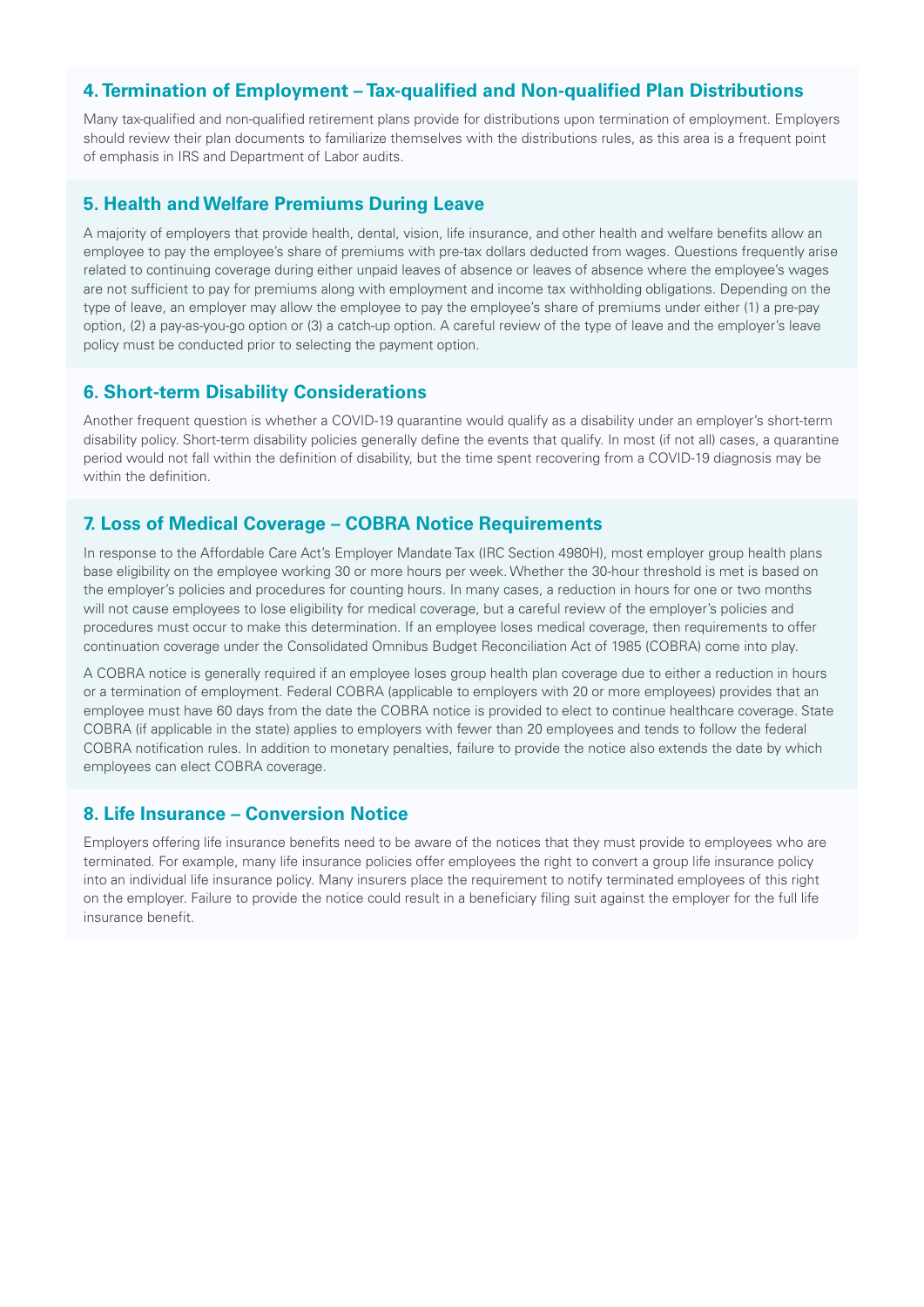## 4. Termination of Employment – Tax-qualified and Non-qualified Plan Distributions

Many tax-qualified and non-qualified retirement plans provide for distributions upon termination of employment. Employers should review their plan documents to familiarize themselves with the distributions rules, as this area is a frequent point of emphasis in IRS and Department of Labor audits.

## 5. Health and Welfare Premiums During Leave

A majority of employers that provide health, dental, vision, life insurance, and other health and welfare benefits allow an employee to pay the employee's share of premiums with pre-tax dollars deducted from wages. Questions frequently arise related to continuing coverage during either unpaid leaves of absence or leaves of absence where the employee's wages are not sufficient to pay for premiums along with employment and income tax withholding obligations. Depending on the type of leave, an employer may allow the employee to pay the employee's share of premiums under either (1) a pre-pay option, (2) a pay-as-you-go option or (3) a catch-up option. A careful review of the type of leave and the employer's leave policy must be conducted prior to selecting the payment option.

## 6. Short-term Disability Considerations

Another frequent question is whether a COVID-19 quarantine would qualify as a disability under an employer's short-term disability policy. Short-term disability policies generally define the events that qualify. In most (if not all) cases, a quarantine period would not fall within the definition of disability, but the time spent recovering from a COVID-19 diagnosis may be within the definition.

## 7. Loss of Medical Coverage – COBRA Notice Requirements

In response to the Affordable Care Act's Employer Mandate Tax (IRC Section 4980H), most employer group health plans base eligibility on the employee working 30 or more hours per week. Whether the 30-hour threshold is met is based on the employer's policies and procedures for counting hours. In many cases, a reduction in hours for one or two months will not cause employees to lose eligibility for medical coverage, but a careful review of the employer's policies and procedures must occur to make this determination. If an employee loses medical coverage, then requirements to offer continuation coverage under the Consolidated Omnibus Budget Reconciliation Act of 1985 (COBRA) come into play.

A COBRA notice is generally required if an employee loses group health plan coverage due to either a reduction in hours or a termination of employment. Federal COBRA (applicable to employers with 20 or more employees) provides that an employee must have 60 days from the date the COBRA notice is provided to elect to continue healthcare coverage. State COBRA (if applicable in the state) applies to employers with fewer than 20 employees and tends to follow the federal COBRA notification rules. In addition to monetary penalties, failure to provide the notice also extends the date by which employees can elect COBRA coverage.

## 8. Life Insurance – Conversion Notice

Employers offering life insurance benefits need to be aware of the notices that they must provide to employees who are terminated. For example, many life insurance policies offer employees the right to convert a group life insurance policy into an individual life insurance policy. Many insurers place the requirement to notify terminated employees of this right on the employer. Failure to provide the notice could result in a beneficiary filing suit against the employer for the full life insurance benefit.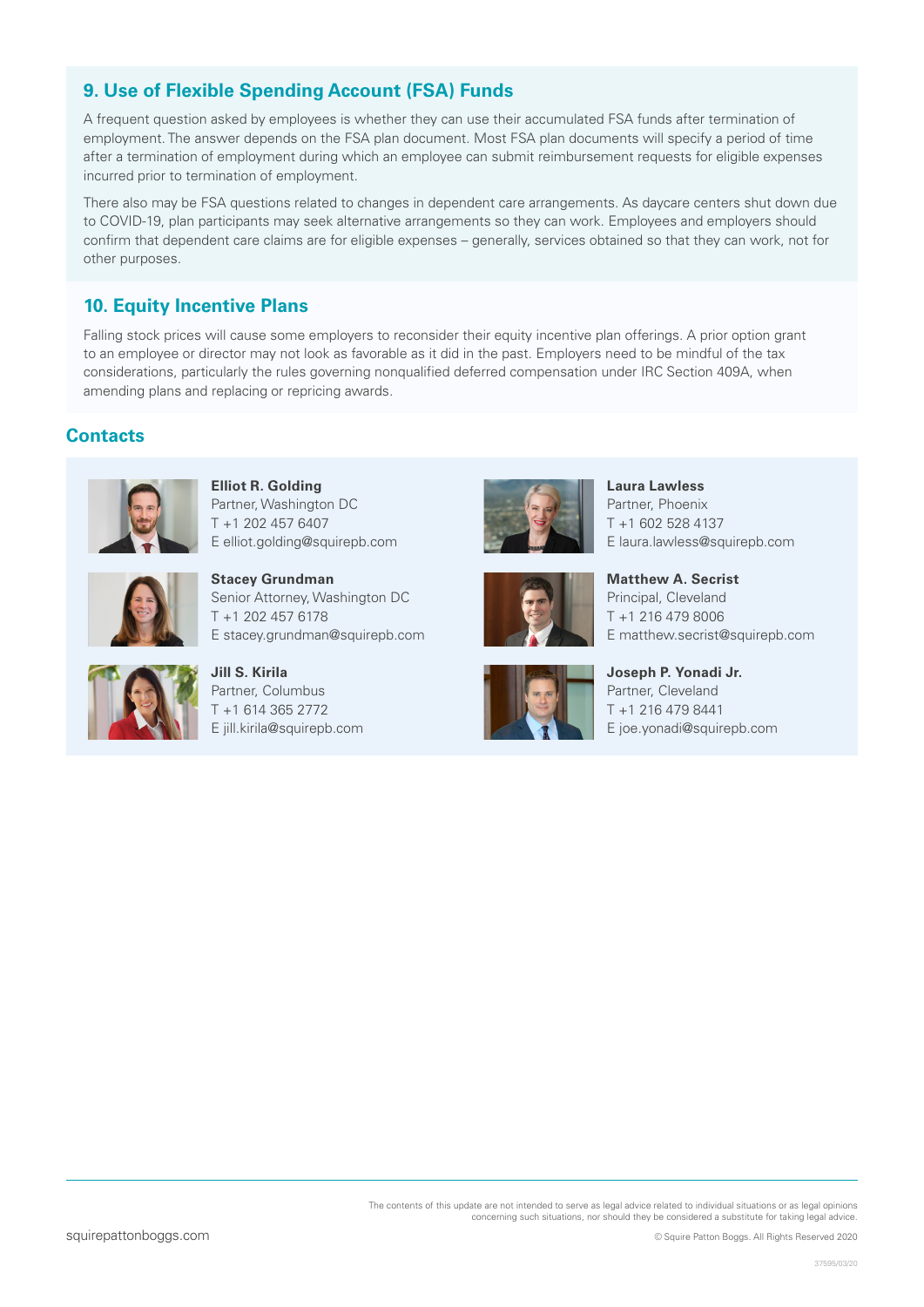## 9. Use of Flexible Spending Account (FSA) Funds

A frequent question asked by employees is whether they can use their accumulated FSA funds after termination of employment. The answer depends on the FSA plan document. Most FSA plan documents will specify a period of time after a termination of employment during which an employee can submit reimbursement requests for eligible expenses incurred prior to termination of employment.

There also may be FSA questions related to changes in dependent care arrangements. As daycare centers shut down due to COVID-19, plan participants may seek alternative arrangements so they can work. Employees and employers should confirm that dependent care claims are for eligible expenses – generally, services obtained so that they can work, not for other purposes.

## 10. Equity Incentive Plans

Falling stock prices will cause some employers to reconsider their equity incentive plan offerings. A prior option grant to an employee or director may not look as favorable as it did in the past. Employers need to be mindful of the tax considerations, particularly the rules governing nonqualified deferred compensation under IRC Section 409A, when amending plans and replacing or repricing awards.

## Contacts

**Elliot R. Golding**
Partner, Washington DC
T +1 202 457 6407
E elliot.golding@squirepb.com

**Stacey Grundman**
Senior Attorney, Washington DC
T +1 202 457 6178
E stacey.grundman@squirepb.com

**Jill S. Kirila**
Partner, Columbus
T +1 614 365 2772
E jill.kirila@squirepb.com

**Laura Lawless**
Partner, Phoenix
T +1 602 528 4137
E laura.lawless@squirepb.com

**Matthew A. Secrist**
Principal, Cleveland
T +1 216 479 8006
E matthew.secrist@squirepb.com

**Joseph P. Yonadi Jr.**
Partner, Cleveland
T +1 216 479 8441
E joe.yonadi@squirepb.com

The contents of this update are not intended to serve as legal advice related to individual situations or as legal opinions concerning such situations, nor should they be considered a substitute for taking legal advice.

squirepattonboggs.com

© Squire Patton Boggs. All Rights Reserved 2020

37595/03/20